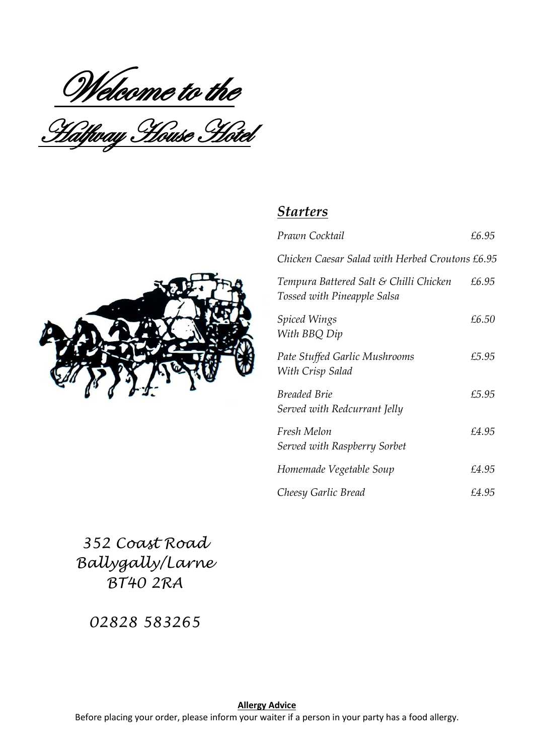# *Welcome to the*

# *Halfway House Hotel*

## *Starters*

| | |
|---|---|
| *Prawn Cocktail* | *£6.95* |
| *Chicken Caesar Salad with Herbed Croutons* | *£6.95* |
| *Tempura Battered Salt & Chilli Chicken Tossed with Pineapple Salsa* | *£6.95* |
| *Spiced Wings With BBQ Dip* | *£6.50* |
| *Pate Stuffed Garlic Mushrooms With Crisp Salad* | *£5.95* |
| *Breaded Brie Served with Redcurrant Jelly* | *£5.95* |
| *Fresh Melon Served with Raspberry Sorbet* | *£4.95* |
| *Homemade Vegetable Soup* | *£4.95* |
| *Cheesy Garlic Bread* | *£4.95* |

352 Coast Road
Ballygally/Larne
BT40 2RA

02828 583265

**Allergy Advice**

Before placing your order, please inform your waiter if a person in your party has a food allergy.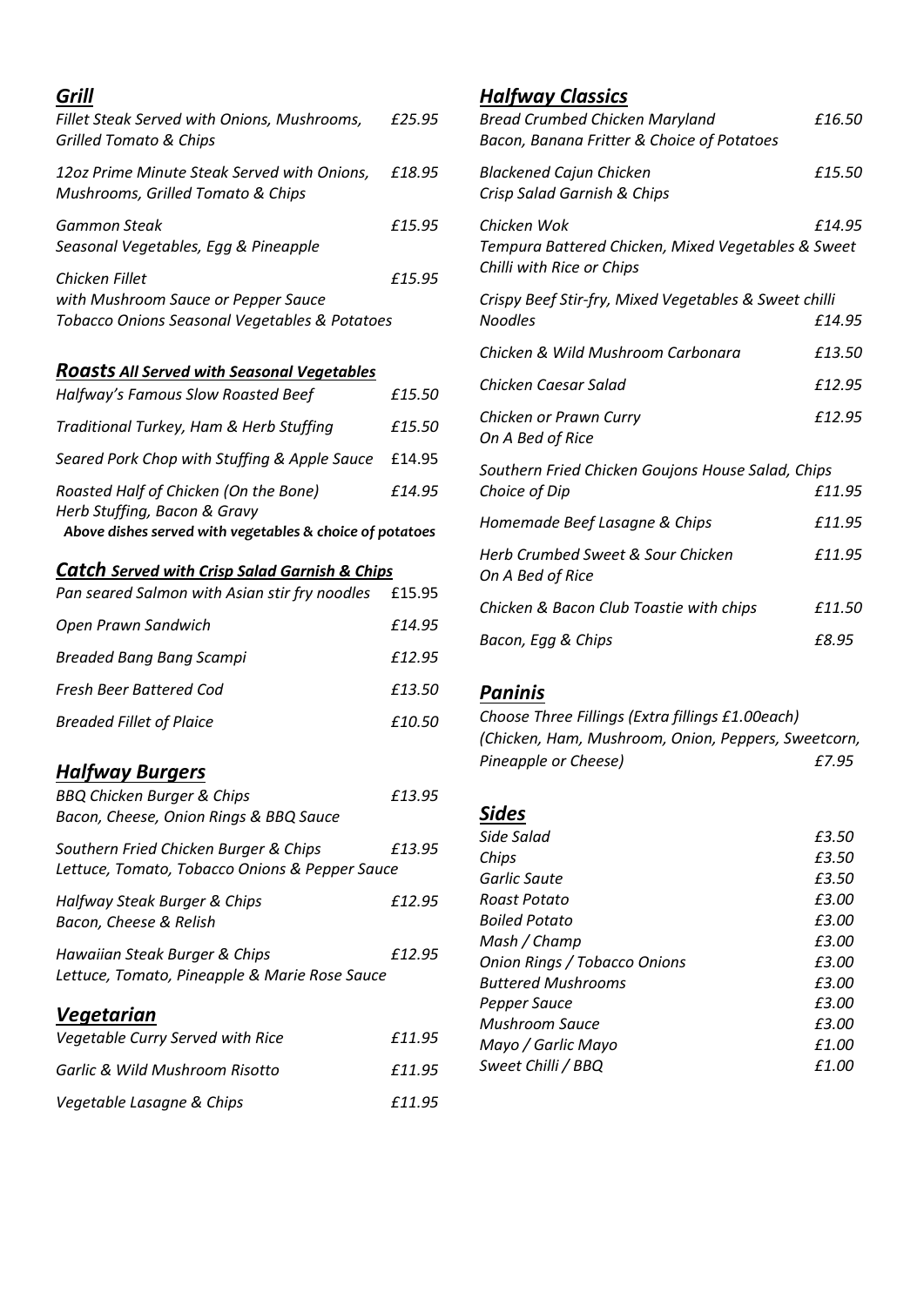## *Grill*

*Fillet Steak Served with Onions, Mushrooms, Grilled Tomato & Chips* — *£25.95*

*12oz Prime Minute Steak Served with Onions, Mushrooms, Grilled Tomato & Chips* — *£18.95*

*Gammon Steak* — *£15.95*
*Seasonal Vegetables, Egg & Pineapple*

*Chicken Fillet* — *£15.95*
*with Mushroom Sauce or Pepper Sauce*
*Tobacco Onions Seasonal Vegetables & Potatoes*

## *Roasts All Served with Seasonal Vegetables*

*Halfway's Famous Slow Roasted Beef* — *£15.50*

*Traditional Turkey, Ham & Herb Stuffing* — *£15.50*

*Seared Pork Chop with Stuffing & Apple Sauce* — £14.95

*Roasted Half of Chicken (On the Bone)* — *£14.95*
*Herb Stuffing, Bacon & Gravy*

***Above dishes served with vegetables & choice of potatoes***

## *Catch Served with Crisp Salad Garnish & Chips*

*Pan seared Salmon with Asian stir fry noodles* — £15.95

*Open Prawn Sandwich* — *£14.95*

*Breaded Bang Bang Scampi* — *£12.95*

*Fresh Beer Battered Cod* — *£13.50*

*Breaded Fillet of Plaice* — *£10.50*

## *Halfway Burgers*

*BBQ Chicken Burger & Chips* — *£13.95*
*Bacon, Cheese, Onion Rings & BBQ Sauce*

*Southern Fried Chicken Burger & Chips* — *£13.95*
*Lettuce, Tomato, Tobacco Onions & Pepper Sauce*

*Halfway Steak Burger & Chips* — *£12.95*
*Bacon, Cheese & Relish*

*Hawaiian Steak Burger & Chips* — *£12.95*
*Lettuce, Tomato, Pineapple & Marie Rose Sauce*

## *Vegetarian*

*Vegetable Curry Served with Rice* — *£11.95*

*Garlic & Wild Mushroom Risotto* — *£11.95*

*Vegetable Lasagne & Chips* — *£11.95*

## *Halfway Classics*

*Bread Crumbed Chicken Maryland* — *£16.50*
*Bacon, Banana Fritter & Choice of Potatoes*

*Blackened Cajun Chicken* — *£15.50*
*Crisp Salad Garnish & Chips*

*Chicken Wok* — *£14.95*
*Tempura Battered Chicken, Mixed Vegetables & Sweet Chilli with Rice or Chips*

*Crispy Beef Stir-fry, Mixed Vegetables & Sweet chilli Noodles* — *£14.95*

*Chicken & Wild Mushroom Carbonara* — *£13.50*

*Chicken Caesar Salad* — *£12.95*

*Chicken or Prawn Curry* — *£12.95*
*On A Bed of Rice*

*Southern Fried Chicken Goujons House Salad, Chips Choice of Dip* — *£11.95*

*Homemade Beef Lasagne & Chips* — *£11.95*

*Herb Crumbed Sweet & Sour Chicken* — *£11.95*
*On A Bed of Rice*

*Chicken & Bacon Club Toastie with chips* — *£11.50*

*Bacon, Egg & Chips* — *£8.95*

## *Paninis*

*Choose Three Fillings (Extra fillings £1.00each)*
*(Chicken, Ham, Mushroom, Onion, Peppers, Sweetcorn, Pineapple or Cheese)* — *£7.95*

## *Sides*

| | |
|---|---|
| *Side Salad* | *£3.50* |
| *Chips* | *£3.50* |
| *Garlic Saute* | *£3.50* |
| *Roast Potato* | *£3.00* |
| *Boiled Potato* | *£3.00* |
| *Mash / Champ* | *£3.00* |
| *Onion Rings / Tobacco Onions* | *£3.00* |
| *Buttered Mushrooms* | *£3.00* |
| *Pepper Sauce* | *£3.00* |
| *Mushroom Sauce* | *£3.00* |
| *Mayo / Garlic Mayo* | *£1.00* |
| *Sweet Chilli / BBQ* | *£1.00* |